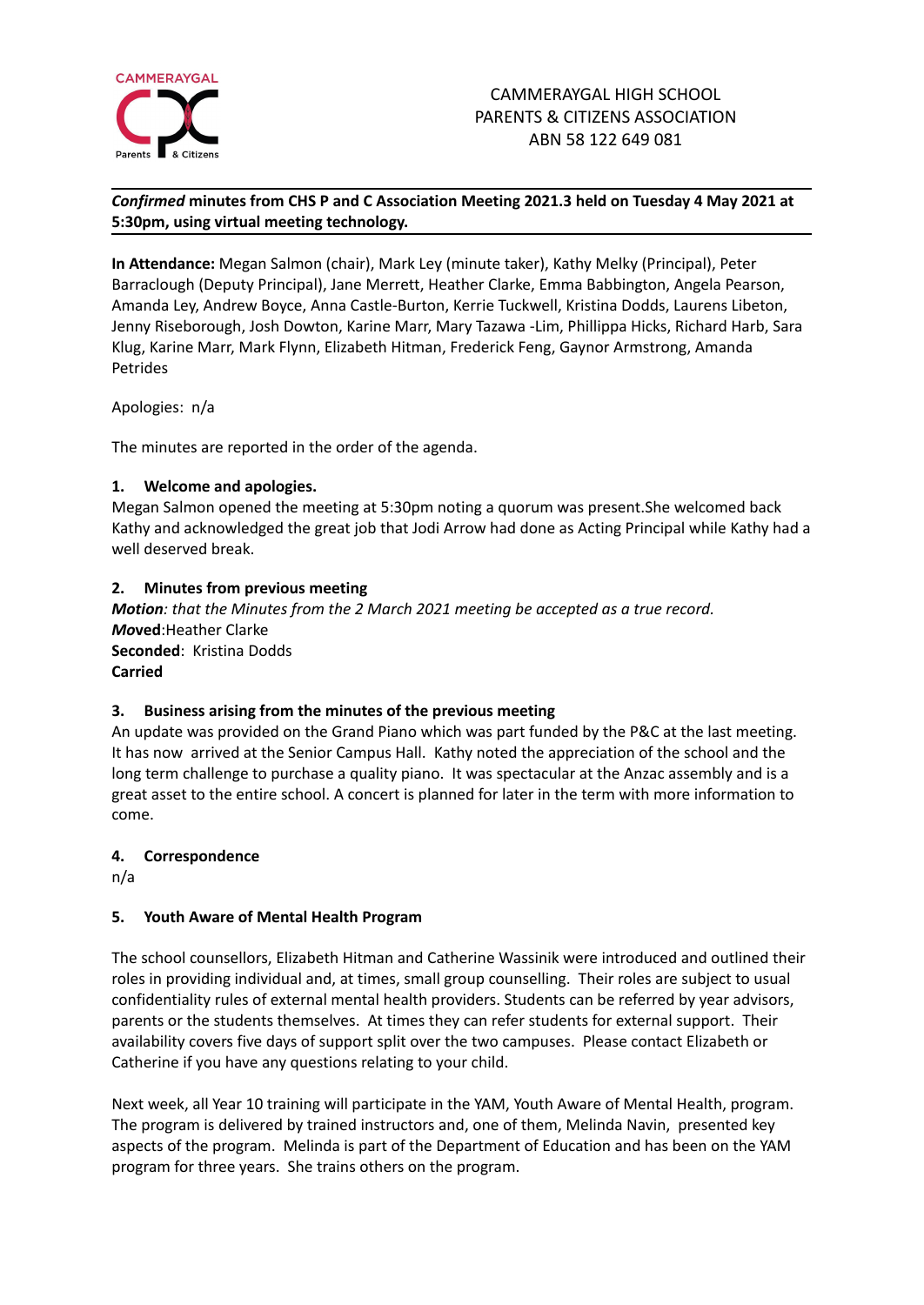CAMMERAYGAL HIGH SCHOOL
PARENTS & CITIZENS ASSOCIATION
ABN 58 122 649 081

***Confirmed* minutes from CHS P and C Association Meeting 2021.3 held on Tuesday 4 May 2021 at 5:30pm, using virtual meeting technology.**

**In Attendance:** Megan Salmon (chair), Mark Ley (minute taker), Kathy Melky (Principal), Peter Barraclough (Deputy Principal), Jane Merrett, Heather Clarke, Emma Babbington, Angela Pearson, Amanda Ley, Andrew Boyce, Anna Castle-Burton, Kerrie Tuckwell, Kristina Dodds, Laurens Libeton, Jenny Riseborough, Josh Dowton, Karine Marr, Mary Tazawa -Lim, Phillippa Hicks, Richard Harb, Sara Klug, Karine Marr, Mark Flynn, Elizabeth Hitman, Frederick Feng, Gaynor Armstrong, Amanda Petrides

Apologies: n/a

The minutes are reported in the order of the agenda.

## 1. Welcome and apologies.

Megan Salmon opened the meeting at 5:30pm noting a quorum was present.She welcomed back Kathy and acknowledged the great job that Jodi Arrow had done as Acting Principal while Kathy had a well deserved break.

## 2. Minutes from previous meeting

***Motion**: that the Minutes from the 2 March 2021 meeting be accepted as a true record.*
***Mo*ved**:Heather Clarke
**Seconded**: Kristina Dodds
**Carried**

## 3. Business arising from the minutes of the previous meeting

An update was provided on the Grand Piano which was part funded by the P&C at the last meeting. It has now arrived at the Senior Campus Hall. Kathy noted the appreciation of the school and the long term challenge to purchase a quality piano. It was spectacular at the Anzac assembly and is a great asset to the entire school. A concert is planned for later in the term with more information to come.

## 4. Correspondence

n/a

## 5. Youth Aware of Mental Health Program

The school counsellors, Elizabeth Hitman and Catherine Wassinik were introduced and outlined their roles in providing individual and, at times, small group counselling. Their roles are subject to usual confidentiality rules of external mental health providers. Students can be referred by year advisors, parents or the students themselves. At times they can refer students for external support. Their availability covers five days of support split over the two campuses. Please contact Elizabeth or Catherine if you have any questions relating to your child.

Next week, all Year 10 training will participate in the YAM, Youth Aware of Mental Health, program. The program is delivered by trained instructors and, one of them, Melinda Navin, presented key aspects of the program. Melinda is part of the Department of Education and has been on the YAM program for three years. She trains others on the program.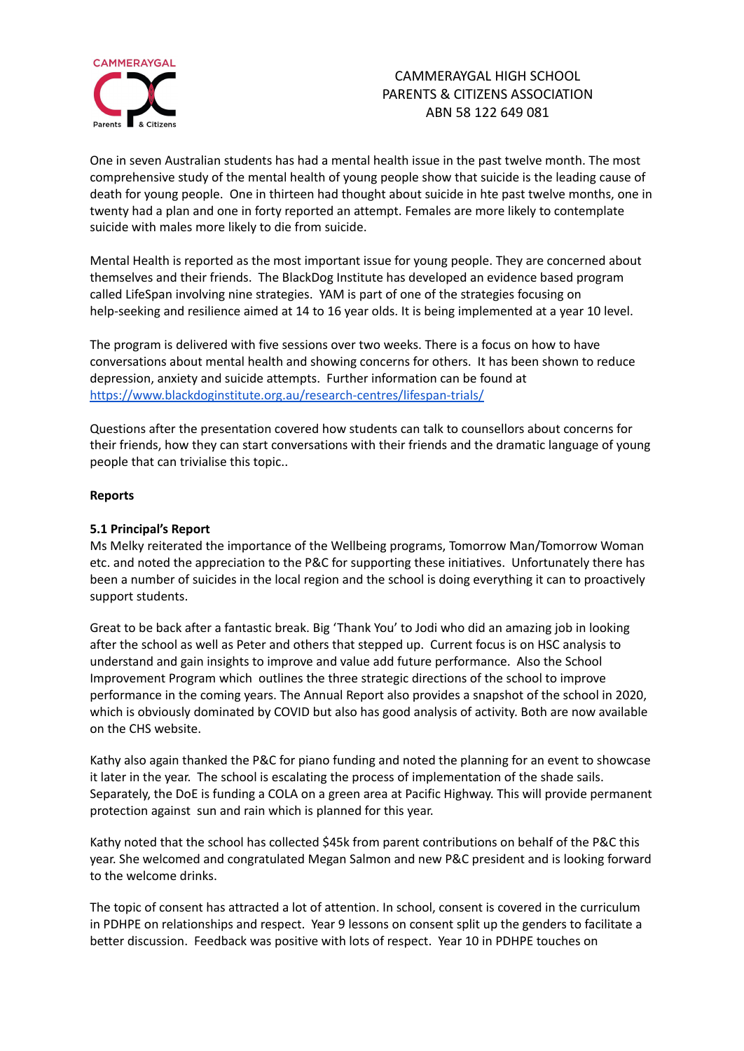CAMMERAYGAL HIGH SCHOOL
PARENTS & CITIZENS ASSOCIATION
ABN 58 122 649 081

One in seven Australian students has had a mental health issue in the past twelve month. The most comprehensive study of the mental health of young people show that suicide is the leading cause of death for young people. One in thirteen had thought about suicide in hte past twelve months, one in twenty had a plan and one in forty reported an attempt. Females are more likely to contemplate suicide with males more likely to die from suicide.

Mental Health is reported as the most important issue for young people. They are concerned about themselves and their friends. The BlackDog Institute has developed an evidence based program called LifeSpan involving nine strategies. YAM is part of one of the strategies focusing on help-seeking and resilience aimed at 14 to 16 year olds. It is being implemented at a year 10 level.

The program is delivered with five sessions over two weeks. There is a focus on how to have conversations about mental health and showing concerns for others. It has been shown to reduce depression, anxiety and suicide attempts. Further information can be found at https://www.blackdoginstitute.org.au/research-centres/lifespan-trials/

Questions after the presentation covered how students can talk to counsellors about concerns for their friends, how they can start conversations with their friends and the dramatic language of young people that can trivialise this topic..

**Reports**

**5.1 Principal's Report**
Ms Melky reiterated the importance of the Wellbeing programs, Tomorrow Man/Tomorrow Woman etc. and noted the appreciation to the P&C for supporting these initiatives. Unfortunately there has been a number of suicides in the local region and the school is doing everything it can to proactively support students.

Great to be back after a fantastic break. Big 'Thank You' to Jodi who did an amazing job in looking after the school as well as Peter and others that stepped up. Current focus is on HSC analysis to understand and gain insights to improve and value add future performance. Also the School Improvement Program which outlines the three strategic directions of the school to improve performance in the coming years. The Annual Report also provides a snapshot of the school in 2020, which is obviously dominated by COVID but also has good analysis of activity. Both are now available on the CHS website.

Kathy also again thanked the P&C for piano funding and noted the planning for an event to showcase it later in the year. The school is escalating the process of implementation of the shade sails. Separately, the DoE is funding a COLA on a green area at Pacific Highway. This will provide permanent protection against sun and rain which is planned for this year.

Kathy noted that the school has collected $45k from parent contributions on behalf of the P&C this year. She welcomed and congratulated Megan Salmon and new P&C president and is looking forward to the welcome drinks.

The topic of consent has attracted a lot of attention. In school, consent is covered in the curriculum in PDHPE on relationships and respect. Year 9 lessons on consent split up the genders to facilitate a better discussion. Feedback was positive with lots of respect. Year 10 in PDHPE touches on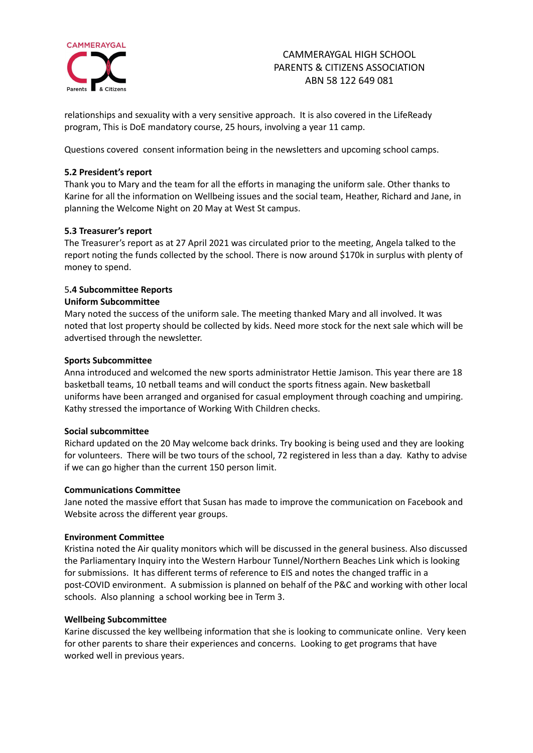relationships and sexuality with a very sensitive approach. It is also covered in the LifeReady program, This is DoE mandatory course, 25 hours, involving a year 11 camp.

Questions covered consent information being in the newsletters and upcoming school camps.

**5.2 President's report**

Thank you to Mary and the team for all the efforts in managing the uniform sale. Other thanks to Karine for all the information on Wellbeing issues and the social team, Heather, Richard and Jane, in planning the Welcome Night on 20 May at West St campus.

**5.3 Treasurer's report**

The Treasurer's report as at 27 April 2021 was circulated prior to the meeting, Angela talked to the report noting the funds collected by the school. There is now around $170k in surplus with plenty of money to spend.

5**.4 Subcommittee Reports**

**Uniform Subcommittee**

Mary noted the success of the uniform sale. The meeting thanked Mary and all involved. It was noted that lost property should be collected by kids. Need more stock for the next sale which will be advertised through the newsletter.

**Sports Subcommittee**

Anna introduced and welcomed the new sports administrator Hettie Jamison. This year there are 18 basketball teams, 10 netball teams and will conduct the sports fitness again. New basketball uniforms have been arranged and organised for casual employment through coaching and umpiring. Kathy stressed the importance of Working With Children checks.

**Social subcommittee**

Richard updated on the 20 May welcome back drinks. Try booking is being used and they are looking for volunteers. There will be two tours of the school, 72 registered in less than a day. Kathy to advise if we can go higher than the current 150 person limit.

**Communications Committee**

Jane noted the massive effort that Susan has made to improve the communication on Facebook and Website across the different year groups.

**Environment Committee**

Kristina noted the Air quality monitors which will be discussed in the general business. Also discussed the Parliamentary Inquiry into the Western Harbour Tunnel/Northern Beaches Link which is looking for submissions. It has different terms of reference to EIS and notes the changed traffic in a post-COVID environment. A submission is planned on behalf of the P&C and working with other local schools. Also planning a school working bee in Term 3.

**Wellbeing Subcommittee**

Karine discussed the key wellbeing information that she is looking to communicate online. Very keen for other parents to share their experiences and concerns. Looking to get programs that have worked well in previous years.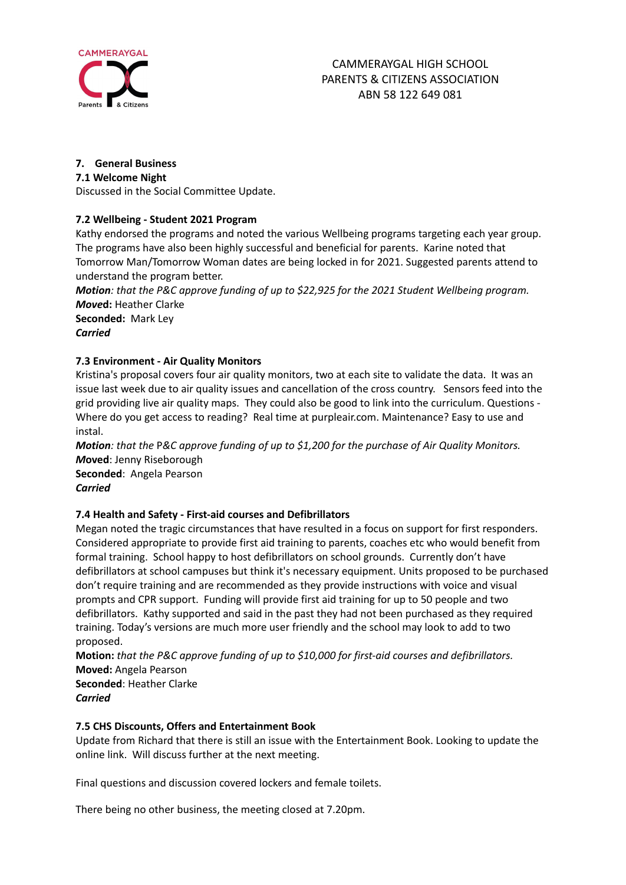CAMMERAYGAL HIGH SCHOOL
PARENTS & CITIZENS ASSOCIATION
ABN 58 122 649 081

**7. General Business**

**7.1 Welcome Night**

Discussed in the Social Committee Update.

**7.2 Wellbeing - Student 2021 Program**

Kathy endorsed the programs and noted the various Wellbeing programs targeting each year group. The programs have also been highly successful and beneficial for parents. Karine noted that Tomorrow Man/Tomorrow Woman dates are being locked in for 2021. Suggested parents attend to understand the program better.

***Motion**: that the P&C approve funding of up to $22,925 for the 2021 Student Wellbeing program.*

***Moved***: Heather Clarke

**Seconded:** Mark Ley

***Carried***

**7.3 Environment - Air Quality Monitors**

Kristina's proposal covers four air quality monitors, two at each site to validate the data. It was an issue last week due to air quality issues and cancellation of the cross country. Sensors feed into the grid providing live air quality maps. They could also be good to link into the curriculum. Questions - Where do you get access to reading? Real time at purpleair.com. Maintenance? Easy to use and instal.

***Motion**: that the P&C approve funding of up to $1,200 for the purchase of Air Quality Monitors.*

***Moved***: Jenny Riseborough

**Seconded**: Angela Pearson

***Carried***

**7.4 Health and Safety - First-aid courses and Defibrillators**

Megan noted the tragic circumstances that have resulted in a focus on support for first responders. Considered appropriate to provide first aid training to parents, coaches etc who would benefit from formal training. School happy to host defibrillators on school grounds. Currently don't have defibrillators at school campuses but think it's necessary equipment. Units proposed to be purchased don't require training and are recommended as they provide instructions with voice and visual prompts and CPR support. Funding will provide first aid training for up to 50 people and two defibrillators. Kathy supported and said in the past they had not been purchased as they required training. Today's versions are much more user friendly and the school may look to add to two proposed.

**Motion:** *that the P&C approve funding of up to $10,000 for first-aid courses and defibrillators.*

**Moved:** Angela Pearson

**Seconded**: Heather Clarke

***Carried***

**7.5 CHS Discounts, Offers and Entertainment Book**

Update from Richard that there is still an issue with the Entertainment Book. Looking to update the online link. Will discuss further at the next meeting.

Final questions and discussion covered lockers and female toilets.

There being no other business, the meeting closed at 7.20pm.